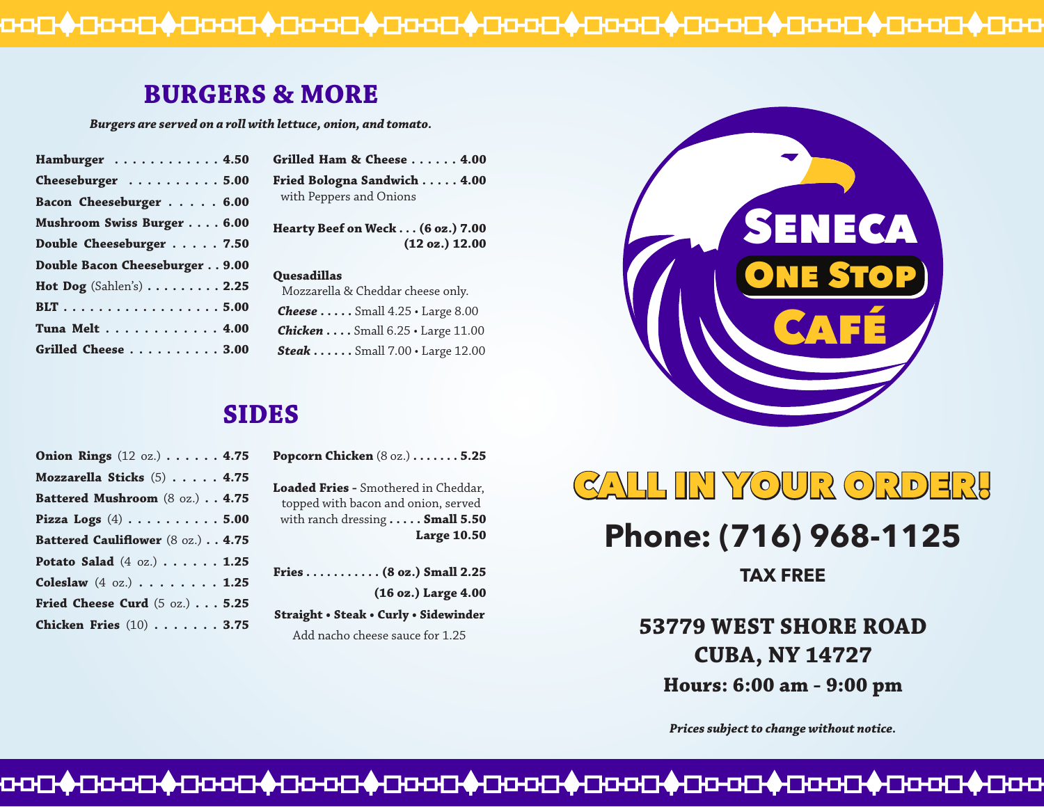## BURGERS & MORE

*Burgers are served on a roll with lettuce, onion, and tomato.*

**Hamburger** . . . . . . . . . . . . **4.50**
**Cheeseburger** . . . . . . . . . . **5.00**
**Bacon Cheeseburger** . . . . . **6.00**
**Mushroom Swiss Burger** . . . . **6.00**
**Double Cheeseburger** . . . . . **7.50**
**Double Bacon Cheeseburger** . . **9.00**
**Hot Dog** (Sahlen's) . . . . . . . . . **2.25**
**BLT** . . . . . . . . . . . . . . . . . . **5.00**
**Tuna Melt** . . . . . . . . . . . . . **4.00**
**Grilled Cheese** . . . . . . . . . . **3.00**

**Grilled Ham & Cheese** . . . . . . **4.00**
**Fried Bologna Sandwich** . . . . . **4.00**
with Peppers and Onions

**Hearty Beef on Weck . . . (6 oz.) 7.00**
**(12 oz.) 12.00**

**Quesadillas**
Mozzarella & Cheddar cheese only.
***Cheese*** . . . . . Small 4.25 • Large 8.00
***Chicken*** . . . . Small 6.25 • Large 11.00
***Steak*** . . . . . . Small 7.00 • Large 12.00

## SIDES

**Onion Rings** (12 oz.) . . . . . . **4.75**
**Mozzarella Sticks** (5) . . . . . **4.75**
**Battered Mushroom** (8 oz.) . . **4.75**
**Pizza Logs** (4) . . . . . . . . . . **5.00**
**Battered Cauliflower** (8 oz.) . . **4.75**
**Potato Salad** (4 oz.) . . . . . . **1.25**
**Coleslaw** (4 oz.) . . . . . . . . **1.25**
**Fried Cheese Curd** (5 oz.) . . . **5.25**
**Chicken Fries** (10) . . . . . . . **3.75**

**Popcorn Chicken** (8 oz.) . . . . . . . **5.25**

**Loaded Fries -** Smothered in Cheddar, topped with bacon and onion, served with ranch dressing . . . . . **Small 5.50**
**Large 10.50**

**Fries** . . . . . . . . . . . **(8 oz.) Small 2.25**
**(16 oz.) Large 4.00**
**Straight • Steak • Curly • Sidewinder**
Add nacho cheese sauce for 1.25

# SENECA ONE STOP CAFÉ

## CALL IN YOUR ORDER!

**Phone: (716) 968-1125**

**TAX FREE**

**53779 WEST SHORE ROAD**
**CUBA, NY 14727**
**Hours: 6:00 am - 9:00 pm**

***Prices subject to change without notice.***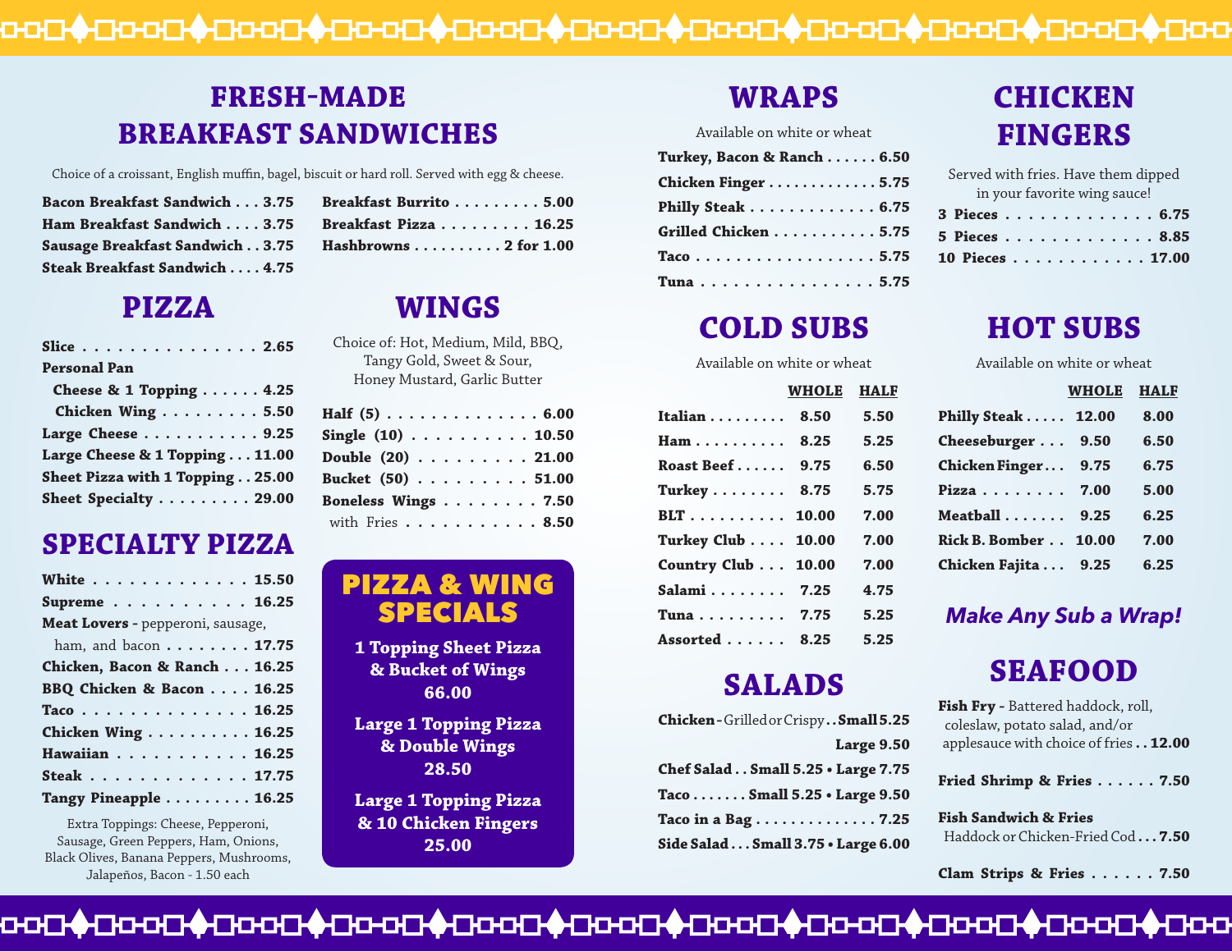# FRESH-MADE BREAKFAST SANDWICHES

Choice of a croissant, English muffin, bagel, biscuit or hard roll. Served with egg & cheese.

- **Bacon Breakfast Sandwich** . . . 3.75
- **Ham Breakfast Sandwich** . . . . 3.75
- **Sausage Breakfast Sandwich** . . 3.75
- **Steak Breakfast Sandwich** . . . . 4.75
- **Breakfast Burrito** . . . . . . . . . 5.00
- **Breakfast Pizza** . . . . . . . . . 16.25
- **Hashbrowns** . . . . . . . . . . 2 for 1.00

# PIZZA

- **Slice** . . . . . . . . . . . . . . . . 2.65
- **Personal Pan**
  - **Cheese & 1 Topping** . . . . . . 4.25
  - **Chicken Wing** . . . . . . . . . 5.50
- **Large Cheese** . . . . . . . . . . . 9.25
- **Large Cheese & 1 Topping** . . . 11.00
- **Sheet Pizza with 1 Topping** . . 25.00
- **Sheet Specialty** . . . . . . . . . 29.00

# SPECIALTY PIZZA

- **White** . . . . . . . . . . . . . 15.50
- **Supreme** . . . . . . . . . . . 16.25
- **Meat Lovers -** pepperoni, sausage, ham, and bacon . . . . . . . . 17.75
- **Chicken, Bacon & Ranch** . . . 16.25
- **BBQ Chicken & Bacon** . . . . 16.25
- **Taco** . . . . . . . . . . . . . . 16.25
- **Chicken Wing** . . . . . . . . . . 16.25
- **Hawaiian** . . . . . . . . . . . 16.25
- **Steak** . . . . . . . . . . . . . 17.75
- **Tangy Pineapple** . . . . . . . . . 16.25

Extra Toppings: Cheese, Pepperoni, Sausage, Green Peppers, Ham, Onions, Black Olives, Banana Peppers, Mushrooms, Jalapeños, Bacon - 1.50 each

# WINGS

Choice of: Hot, Medium, Mild, BBQ, Tangy Gold, Sweet & Sour, Honey Mustard, Garlic Butter

- **Half (5)** . . . . . . . . . . . . . . . 6.00
- **Single (10)** . . . . . . . . . . . 10.50
- **Double (20)** . . . . . . . . . . 21.00
- **Bucket (50)** . . . . . . . . . . 51.00
- **Boneless Wings** . . . . . . . . . 7.50
  - with Fries . . . . . . . . . . . . 8.50

# PIZZA & WING SPECIALS

**1 Topping Sheet Pizza & Bucket of Wings**
**66.00**

**Large 1 Topping Pizza & Double Wings**
**28.50**

**Large 1 Topping Pizza & 10 Chicken Fingers**
**25.00**

# WRAPS

Available on white or wheat

- **Turkey, Bacon & Ranch** . . . . . . 6.50
- **Chicken Finger** . . . . . . . . . . . . 5.75
- **Philly Steak** . . . . . . . . . . . . . 6.75
- **Grilled Chicken** . . . . . . . . . . . 5.75
- **Taco** . . . . . . . . . . . . . . . . . . 5.75
- **Tuna** . . . . . . . . . . . . . . . . . 5.75

# COLD SUBS

Available on white or wheat

| | WHOLE | HALF |
|---|---|---|
| **Italian** | 8.50 | 5.50 |
| **Ham** | 8.25 | 5.25 |
| **Roast Beef** | 9.75 | 6.50 |
| **Turkey** | 8.75 | 5.75 |
| **BLT** | 10.00 | 7.00 |
| **Turkey Club** | 10.00 | 7.00 |
| **Country Club** | 10.00 | 7.00 |
| **Salami** | 7.25 | 4.75 |
| **Tuna** | 7.75 | 5.25 |
| **Assorted** | 8.25 | 5.25 |

# SALADS

- **Chicken -** Grilled or Crispy . . **Small 5.25** **Large 9.50**
- **Chef Salad** . . **Small 5.25 • Large 7.75**
- **Taco** . . . . . . . **Small 5.25 • Large 9.50**
- **Taco in a Bag** . . . . . . . . . . . . . . 7.25
- **Side Salad** . . . **Small 3.75 • Large 6.00**

# CHICKEN FINGERS

Served with fries. Have them dipped in your favorite wing sauce!

- **3 Pieces** . . . . . . . . . . . . . . 6.75
- **5 Pieces** . . . . . . . . . . . . . . 8.85
- **10 Pieces** . . . . . . . . . . . . . 17.00

# HOT SUBS

Available on white or wheat

| | WHOLE | HALF |
|---|---|---|
| **Philly Steak** | 12.00 | 8.00 |
| **Cheeseburger** | 9.50 | 6.50 |
| **Chicken Finger** | 9.75 | 6.75 |
| **Pizza** | 7.00 | 5.00 |
| **Meatball** | 9.25 | 6.25 |
| **Rick B. Bomber** | 10.00 | 7.00 |
| **Chicken Fajita** | 9.25 | 6.25 |

***Make Any Sub a Wrap!***

# SEAFOOD

- **Fish Fry -** Battered haddock, roll, coleslaw, potato salad, and/or applesauce with choice of fries . . **12.00**
- **Fried Shrimp & Fries** . . . . . . 7.50
- **Fish Sandwich & Fries**
  Haddock or Chicken-Fried Cod . . . 7.50
- **Clam Strips & Fries** . . . . . . 7.50